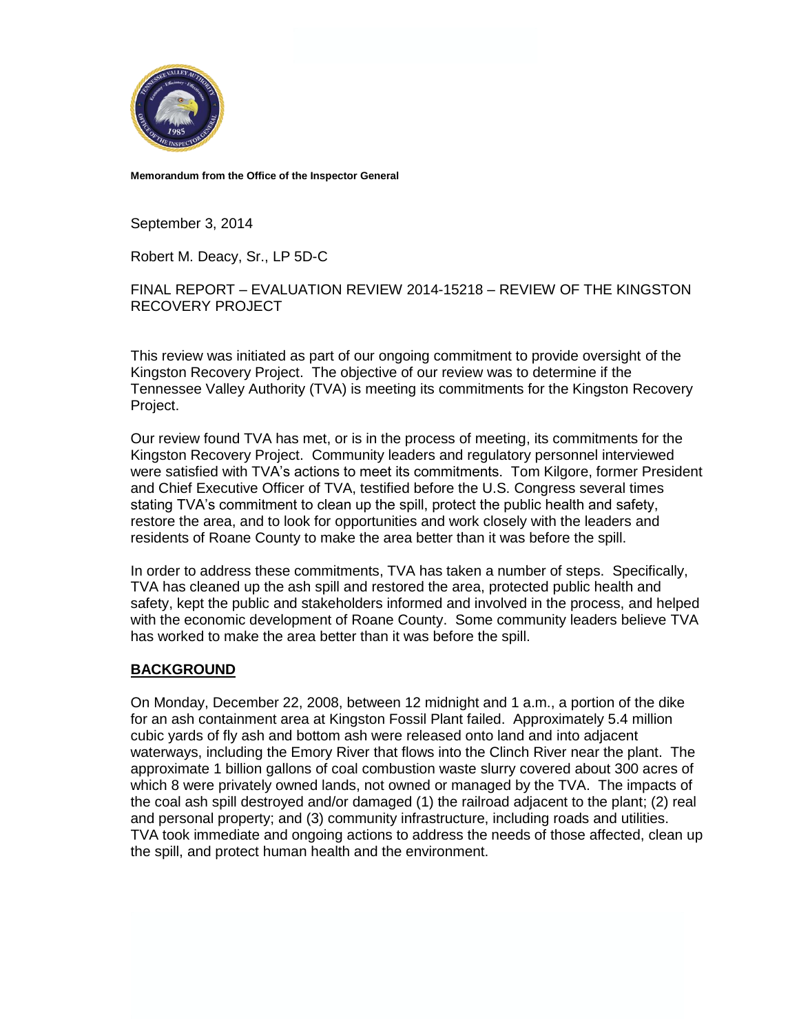**Memorandum from the Office of the Inspector General**

September 3, 2014

Robert M. Deacy, Sr., LP 5D-C

FINAL REPORT – EVALUATION REVIEW 2014-15218 – REVIEW OF THE KINGSTON RECOVERY PROJECT

This review was initiated as part of our ongoing commitment to provide oversight of the Kingston Recovery Project. The objective of our review was to determine if the Tennessee Valley Authority (TVA) is meeting its commitments for the Kingston Recovery Project.

Our review found TVA has met, or is in the process of meeting, its commitments for the Kingston Recovery Project. Community leaders and regulatory personnel interviewed were satisfied with TVA's actions to meet its commitments. Tom Kilgore, former President and Chief Executive Officer of TVA, testified before the U.S. Congress several times stating TVA's commitment to clean up the spill, protect the public health and safety, restore the area, and to look for opportunities and work closely with the leaders and residents of Roane County to make the area better than it was before the spill.

In order to address these commitments, TVA has taken a number of steps. Specifically, TVA has cleaned up the ash spill and restored the area, protected public health and safety, kept the public and stakeholders informed and involved in the process, and helped with the economic development of Roane County. Some community leaders believe TVA has worked to make the area better than it was before the spill.

## BACKGROUND

On Monday, December 22, 2008, between 12 midnight and 1 a.m., a portion of the dike for an ash containment area at Kingston Fossil Plant failed. Approximately 5.4 million cubic yards of fly ash and bottom ash were released onto land and into adjacent waterways, including the Emory River that flows into the Clinch River near the plant. The approximate 1 billion gallons of coal combustion waste slurry covered about 300 acres of which 8 were privately owned lands, not owned or managed by the TVA. The impacts of the coal ash spill destroyed and/or damaged (1) the railroad adjacent to the plant; (2) real and personal property; and (3) community infrastructure, including roads and utilities. TVA took immediate and ongoing actions to address the needs of those affected, clean up the spill, and protect human health and the environment.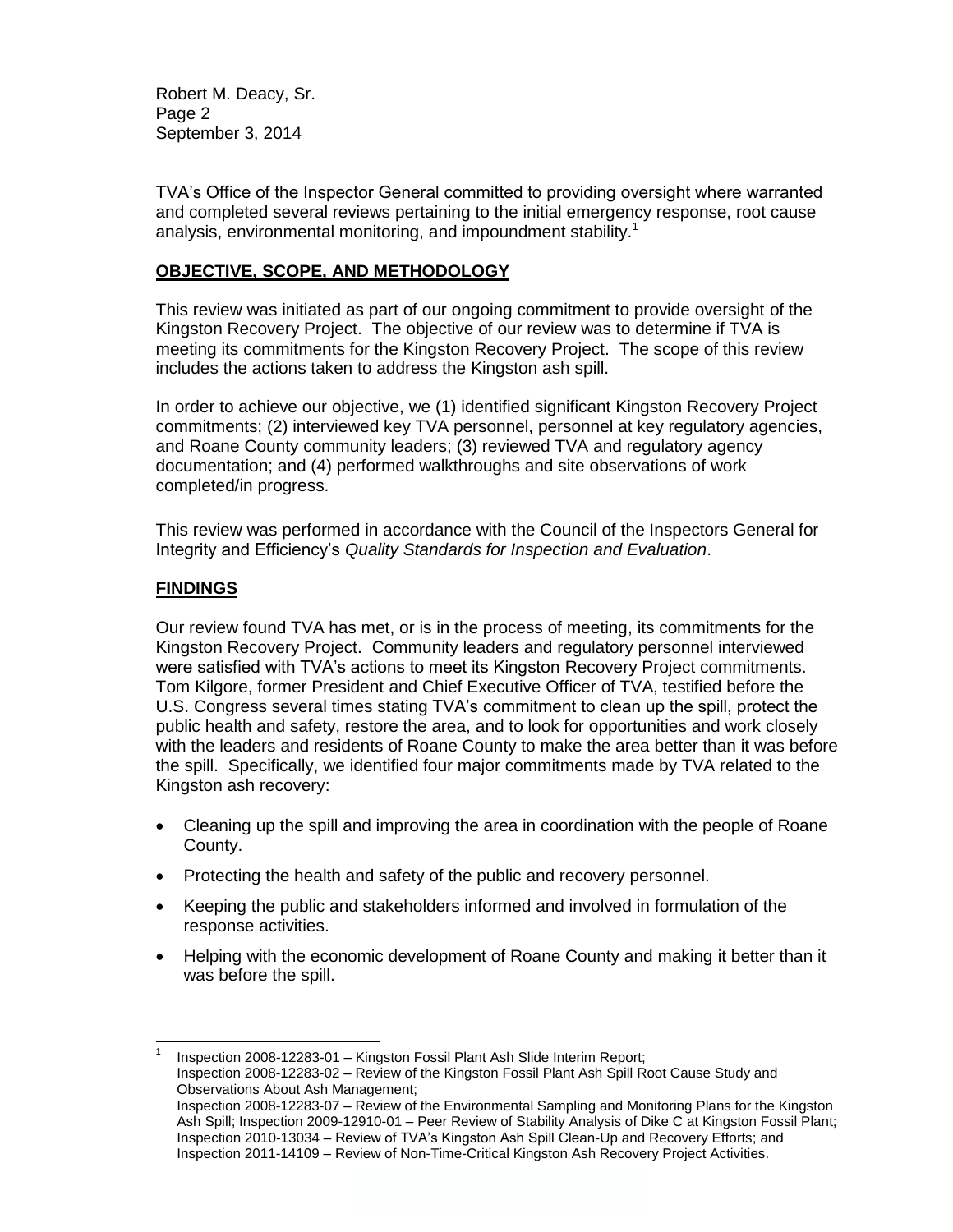TVA's Office of the Inspector General committed to providing oversight where warranted and completed several reviews pertaining to the initial emergency response, root cause analysis, environmental monitoring, and impoundment stability.[1]

## OBJECTIVE, SCOPE, AND METHODOLOGY

This review was initiated as part of our ongoing commitment to provide oversight of the Kingston Recovery Project. The objective of our review was to determine if TVA is meeting its commitments for the Kingston Recovery Project. The scope of this review includes the actions taken to address the Kingston ash spill.

In order to achieve our objective, we (1) identified significant Kingston Recovery Project commitments; (2) interviewed key TVA personnel, personnel at key regulatory agencies, and Roane County community leaders; (3) reviewed TVA and regulatory agency documentation; and (4) performed walkthroughs and site observations of work completed/in progress.

This review was performed in accordance with the Council of the Inspectors General for Integrity and Efficiency's *Quality Standards for Inspection and Evaluation*.

## FINDINGS

Our review found TVA has met, or is in the process of meeting, its commitments for the Kingston Recovery Project. Community leaders and regulatory personnel interviewed were satisfied with TVA's actions to meet its Kingston Recovery Project commitments. Tom Kilgore, former President and Chief Executive Officer of TVA, testified before the U.S. Congress several times stating TVA's commitment to clean up the spill, protect the public health and safety, restore the area, and to look for opportunities and work closely with the leaders and residents of Roane County to make the area better than it was before the spill. Specifically, we identified four major commitments made by TVA related to the Kingston ash recovery:

- Cleaning up the spill and improving the area in coordination with the people of Roane County.
- Protecting the health and safety of the public and recovery personnel.
- Keeping the public and stakeholders informed and involved in formulation of the response activities.
- Helping with the economic development of Roane County and making it better than it was before the spill.

---

[1] Inspection 2008-12283-01 – Kingston Fossil Plant Ash Slide Interim Report; Inspection 2008-12283-02 – Review of the Kingston Fossil Plant Ash Spill Root Cause Study and Observations About Ash Management; Inspection 2008-12283-07 – Review of the Environmental Sampling and Monitoring Plans for the Kingston Ash Spill; Inspection 2009-12910-01 – Peer Review of Stability Analysis of Dike C at Kingston Fossil Plant; Inspection 2010-13034 – Review of TVA's Kingston Ash Spill Clean-Up and Recovery Efforts; and Inspection 2011-14109 – Review of Non-Time-Critical Kingston Ash Recovery Project Activities.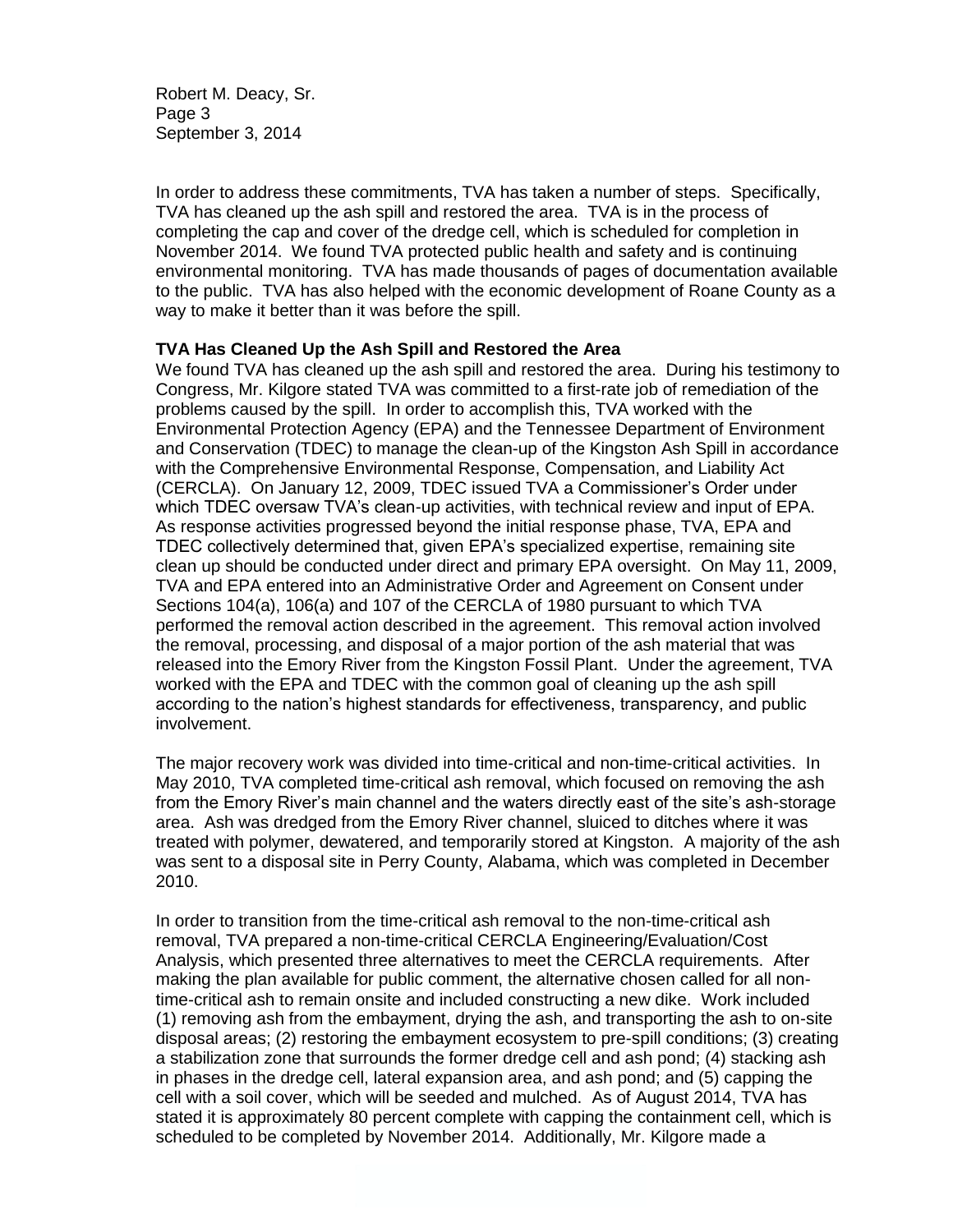In order to address these commitments, TVA has taken a number of steps. Specifically, TVA has cleaned up the ash spill and restored the area. TVA is in the process of completing the cap and cover of the dredge cell, which is scheduled for completion in November 2014. We found TVA protected public health and safety and is continuing environmental monitoring. TVA has made thousands of pages of documentation available to the public. TVA has also helped with the economic development of Roane County as a way to make it better than it was before the spill.

**TVA Has Cleaned Up the Ash Spill and Restored the Area**

We found TVA has cleaned up the ash spill and restored the area. During his testimony to Congress, Mr. Kilgore stated TVA was committed to a first-rate job of remediation of the problems caused by the spill. In order to accomplish this, TVA worked with the Environmental Protection Agency (EPA) and the Tennessee Department of Environment and Conservation (TDEC) to manage the clean-up of the Kingston Ash Spill in accordance with the Comprehensive Environmental Response, Compensation, and Liability Act (CERCLA). On January 12, 2009, TDEC issued TVA a Commissioner's Order under which TDEC oversaw TVA's clean-up activities, with technical review and input of EPA. As response activities progressed beyond the initial response phase, TVA, EPA and TDEC collectively determined that, given EPA's specialized expertise, remaining site clean up should be conducted under direct and primary EPA oversight. On May 11, 2009, TVA and EPA entered into an Administrative Order and Agreement on Consent under Sections 104(a), 106(a) and 107 of the CERCLA of 1980 pursuant to which TVA performed the removal action described in the agreement. This removal action involved the removal, processing, and disposal of a major portion of the ash material that was released into the Emory River from the Kingston Fossil Plant. Under the agreement, TVA worked with the EPA and TDEC with the common goal of cleaning up the ash spill according to the nation's highest standards for effectiveness, transparency, and public involvement.

The major recovery work was divided into time-critical and non-time-critical activities. In May 2010, TVA completed time-critical ash removal, which focused on removing the ash from the Emory River's main channel and the waters directly east of the site's ash-storage area. Ash was dredged from the Emory River channel, sluiced to ditches where it was treated with polymer, dewatered, and temporarily stored at Kingston. A majority of the ash was sent to a disposal site in Perry County, Alabama, which was completed in December 2010.

In order to transition from the time-critical ash removal to the non-time-critical ash removal, TVA prepared a non-time-critical CERCLA Engineering/Evaluation/Cost Analysis, which presented three alternatives to meet the CERCLA requirements. After making the plan available for public comment, the alternative chosen called for all non-time-critical ash to remain onsite and included constructing a new dike. Work included (1) removing ash from the embayment, drying the ash, and transporting the ash to on-site disposal areas; (2) restoring the embayment ecosystem to pre-spill conditions; (3) creating a stabilization zone that surrounds the former dredge cell and ash pond; (4) stacking ash in phases in the dredge cell, lateral expansion area, and ash pond; and (5) capping the cell with a soil cover, which will be seeded and mulched. As of August 2014, TVA has stated it is approximately 80 percent complete with capping the containment cell, which is scheduled to be completed by November 2014. Additionally, Mr. Kilgore made a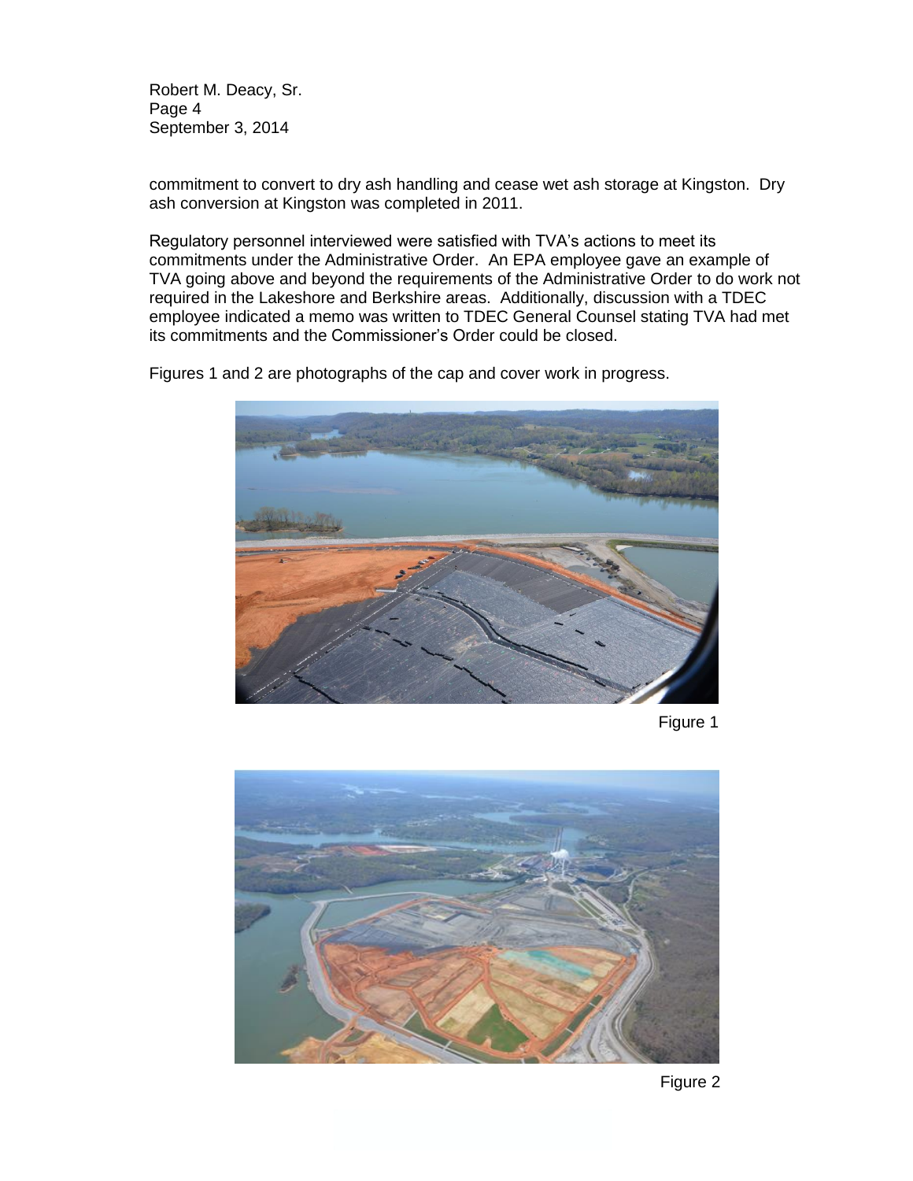commitment to convert to dry ash handling and cease wet ash storage at Kingston. Dry ash conversion at Kingston was completed in 2011.

Regulatory personnel interviewed were satisfied with TVA's actions to meet its commitments under the Administrative Order. An EPA employee gave an example of TVA going above and beyond the requirements of the Administrative Order to do work not required in the Lakeshore and Berkshire areas. Additionally, discussion with a TDEC employee indicated a memo was written to TDEC General Counsel stating TVA had met its commitments and the Commissioner's Order could be closed.

Figures 1 and 2 are photographs of the cap and cover work in progress.

Figure 1

Figure 2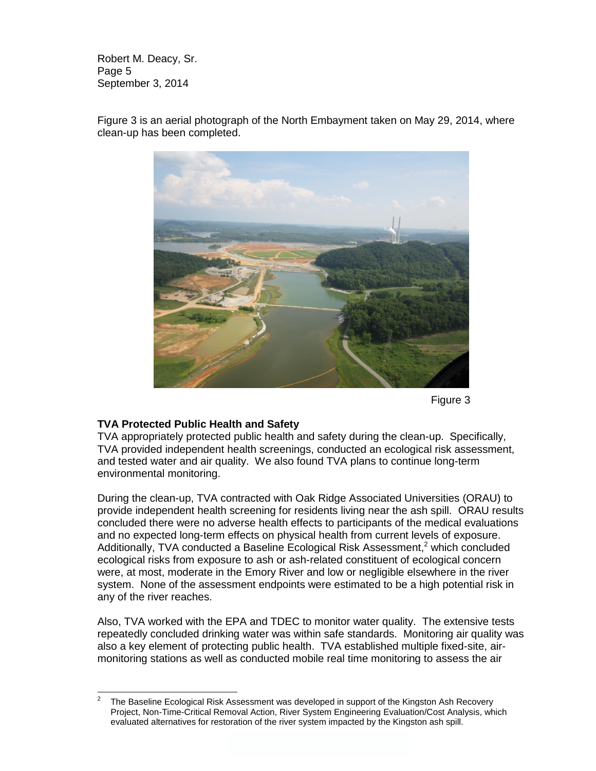Figure 3 is an aerial photograph of the North Embayment taken on May 29, 2014, where clean-up has been completed.

Figure 3

**TVA Protected Public Health and Safety**

TVA appropriately protected public health and safety during the clean-up. Specifically, TVA provided independent health screenings, conducted an ecological risk assessment, and tested water and air quality. We also found TVA plans to continue long-term environmental monitoring.

During the clean-up, TVA contracted with Oak Ridge Associated Universities (ORAU) to provide independent health screening for residents living near the ash spill. ORAU results concluded there were no adverse health effects to participants of the medical evaluations and no expected long-term effects on physical health from current levels of exposure. Additionally, TVA conducted a Baseline Ecological Risk Assessment,[2] which concluded ecological risks from exposure to ash or ash-related constituent of ecological concern were, at most, moderate in the Emory River and low or negligible elsewhere in the river system. None of the assessment endpoints were estimated to be a high potential risk in any of the river reaches.

Also, TVA worked with the EPA and TDEC to monitor water quality. The extensive tests repeatedly concluded drinking water was within safe standards. Monitoring air quality was also a key element of protecting public health. TVA established multiple fixed-site, air-monitoring stations as well as conducted mobile real time monitoring to assess the air

---

[2] The Baseline Ecological Risk Assessment was developed in support of the Kingston Ash Recovery Project, Non-Time-Critical Removal Action, River System Engineering Evaluation/Cost Analysis, which evaluated alternatives for restoration of the river system impacted by the Kingston ash spill.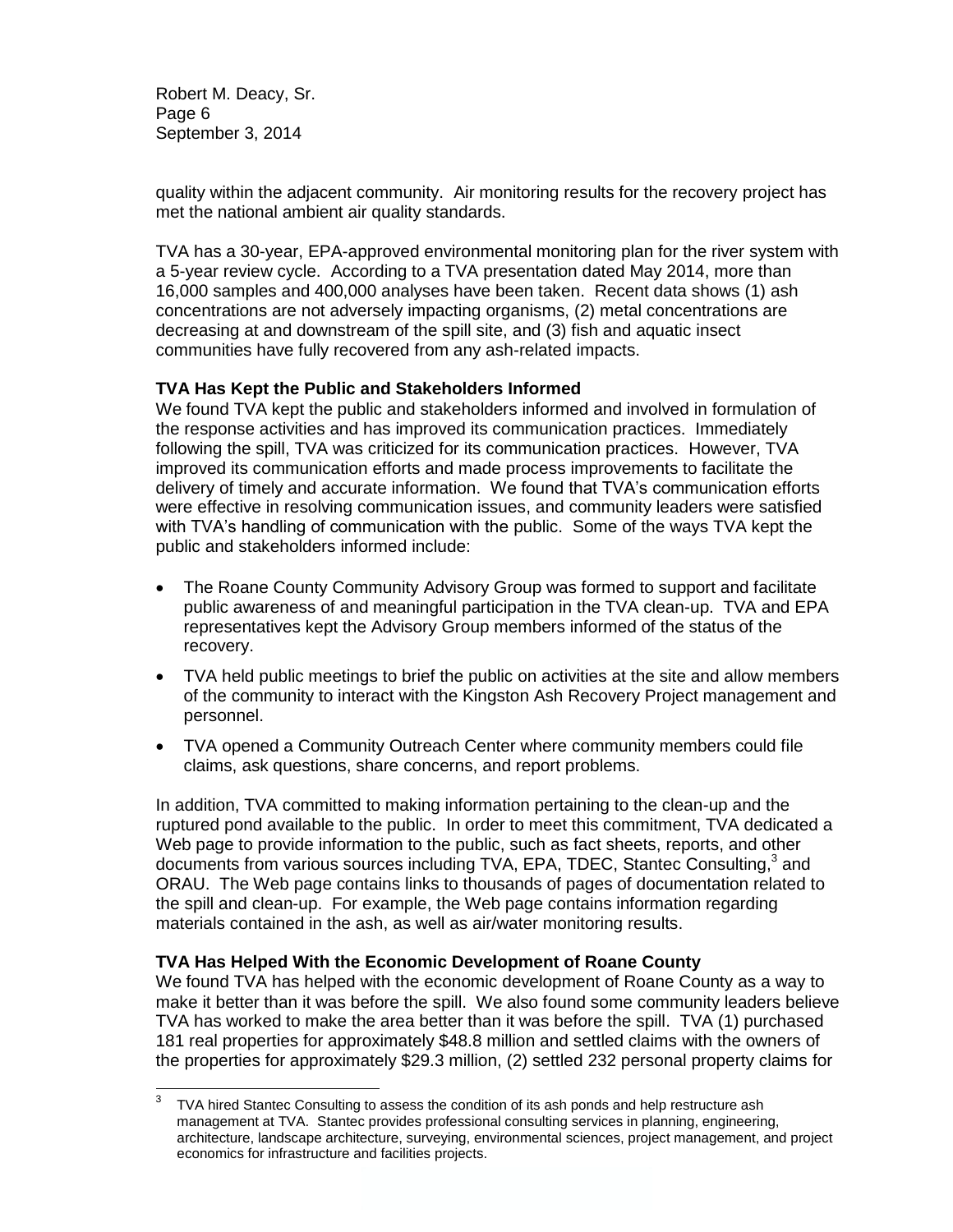quality within the adjacent community. Air monitoring results for the recovery project has met the national ambient air quality standards.

TVA has a 30-year, EPA-approved environmental monitoring plan for the river system with a 5-year review cycle. According to a TVA presentation dated May 2014, more than 16,000 samples and 400,000 analyses have been taken. Recent data shows (1) ash concentrations are not adversely impacting organisms, (2) metal concentrations are decreasing at and downstream of the spill site, and (3) fish and aquatic insect communities have fully recovered from any ash-related impacts.

**TVA Has Kept the Public and Stakeholders Informed**

We found TVA kept the public and stakeholders informed and involved in formulation of the response activities and has improved its communication practices. Immediately following the spill, TVA was criticized for its communication practices. However, TVA improved its communication efforts and made process improvements to facilitate the delivery of timely and accurate information. We found that TVA's communication efforts were effective in resolving communication issues, and community leaders were satisfied with TVA's handling of communication with the public. Some of the ways TVA kept the public and stakeholders informed include:

- The Roane County Community Advisory Group was formed to support and facilitate public awareness of and meaningful participation in the TVA clean-up. TVA and EPA representatives kept the Advisory Group members informed of the status of the recovery.
- TVA held public meetings to brief the public on activities at the site and allow members of the community to interact with the Kingston Ash Recovery Project management and personnel.
- TVA opened a Community Outreach Center where community members could file claims, ask questions, share concerns, and report problems.

In addition, TVA committed to making information pertaining to the clean-up and the ruptured pond available to the public. In order to meet this commitment, TVA dedicated a Web page to provide information to the public, such as fact sheets, reports, and other documents from various sources including TVA, EPA, TDEC, Stantec Consulting,[3] and ORAU. The Web page contains links to thousands of pages of documentation related to the spill and clean-up. For example, the Web page contains information regarding materials contained in the ash, as well as air/water monitoring results.

**TVA Has Helped With the Economic Development of Roane County**

We found TVA has helped with the economic development of Roane County as a way to make it better than it was before the spill. We also found some community leaders believe TVA has worked to make the area better than it was before the spill. TVA (1) purchased 181 real properties for approximately \$48.8 million and settled claims with the owners of the properties for approximately \$29.3 million, (2) settled 232 personal property claims for

[3] TVA hired Stantec Consulting to assess the condition of its ash ponds and help restructure ash management at TVA. Stantec provides professional consulting services in planning, engineering, architecture, landscape architecture, surveying, environmental sciences, project management, and project economics for infrastructure and facilities projects.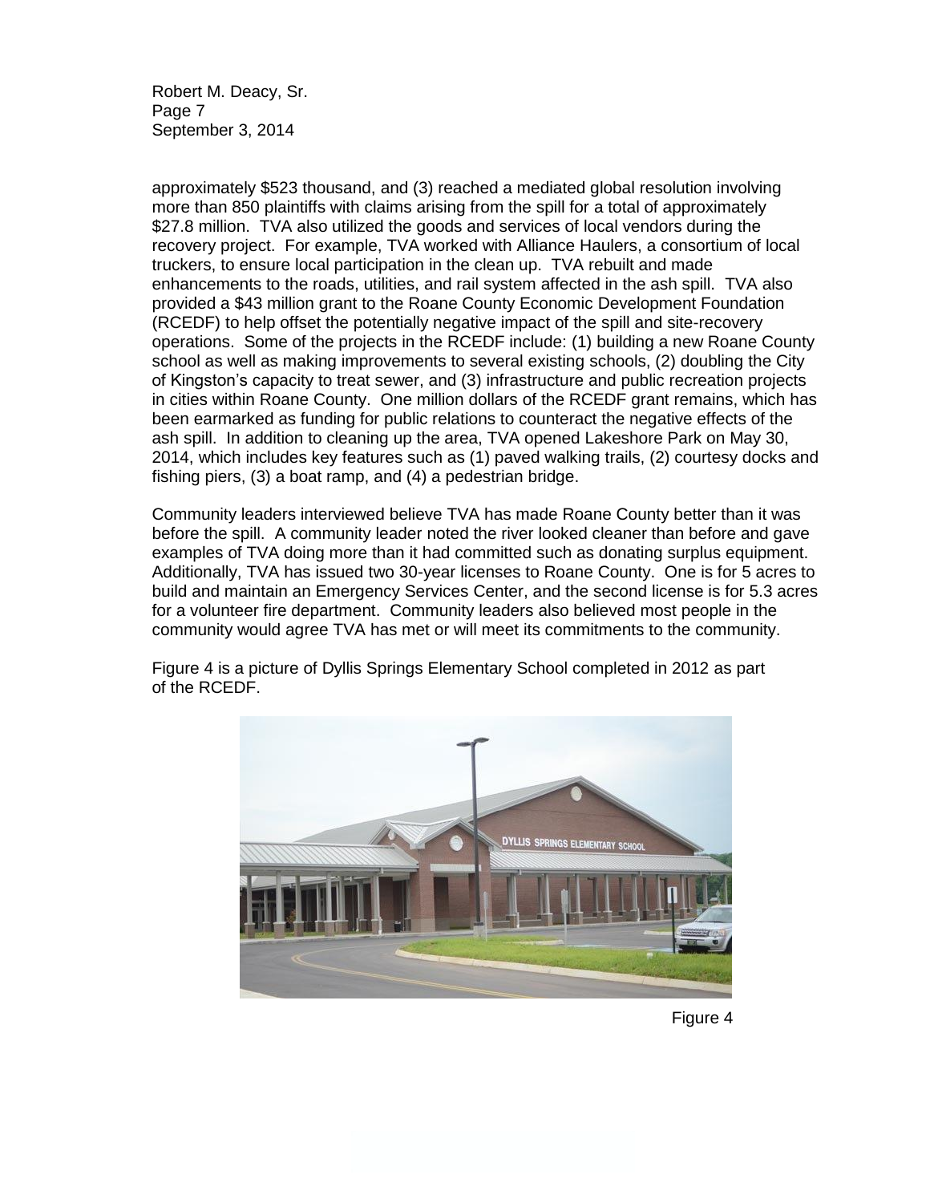approximately \$523 thousand, and (3) reached a mediated global resolution involving more than 850 plaintiffs with claims arising from the spill for a total of approximately \$27.8 million. TVA also utilized the goods and services of local vendors during the recovery project. For example, TVA worked with Alliance Haulers, a consortium of local truckers, to ensure local participation in the clean up. TVA rebuilt and made enhancements to the roads, utilities, and rail system affected in the ash spill. TVA also provided a \$43 million grant to the Roane County Economic Development Foundation (RCEDF) to help offset the potentially negative impact of the spill and site-recovery operations. Some of the projects in the RCEDF include: (1) building a new Roane County school as well as making improvements to several existing schools, (2) doubling the City of Kingston's capacity to treat sewer, and (3) infrastructure and public recreation projects in cities within Roane County. One million dollars of the RCEDF grant remains, which has been earmarked as funding for public relations to counteract the negative effects of the ash spill. In addition to cleaning up the area, TVA opened Lakeshore Park on May 30, 2014, which includes key features such as (1) paved walking trails, (2) courtesy docks and fishing piers, (3) a boat ramp, and (4) a pedestrian bridge.

Community leaders interviewed believe TVA has made Roane County better than it was before the spill. A community leader noted the river looked cleaner than before and gave examples of TVA doing more than it had committed such as donating surplus equipment. Additionally, TVA has issued two 30-year licenses to Roane County. One is for 5 acres to build and maintain an Emergency Services Center, and the second license is for 5.3 acres for a volunteer fire department. Community leaders also believed most people in the community would agree TVA has met or will meet its commitments to the community.

Figure 4 is a picture of Dyllis Springs Elementary School completed in 2012 as part of the RCEDF.

Figure 4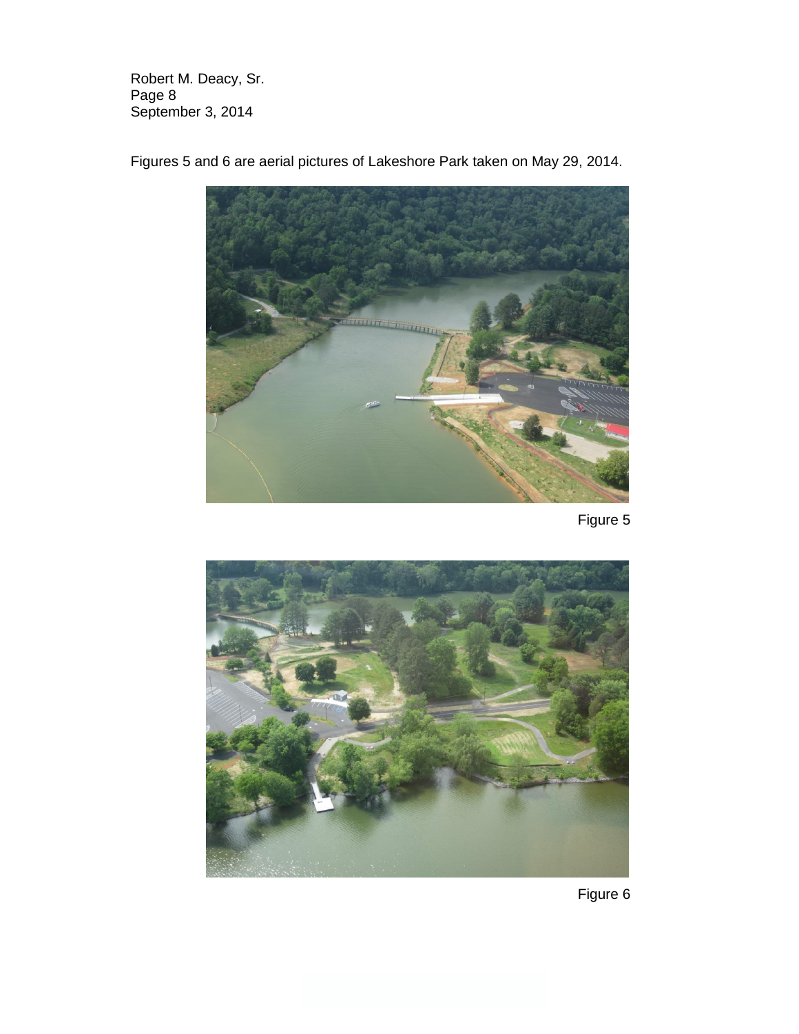Figures 5 and 6 are aerial pictures of Lakeshore Park taken on May 29, 2014.

Figure 5

Figure 6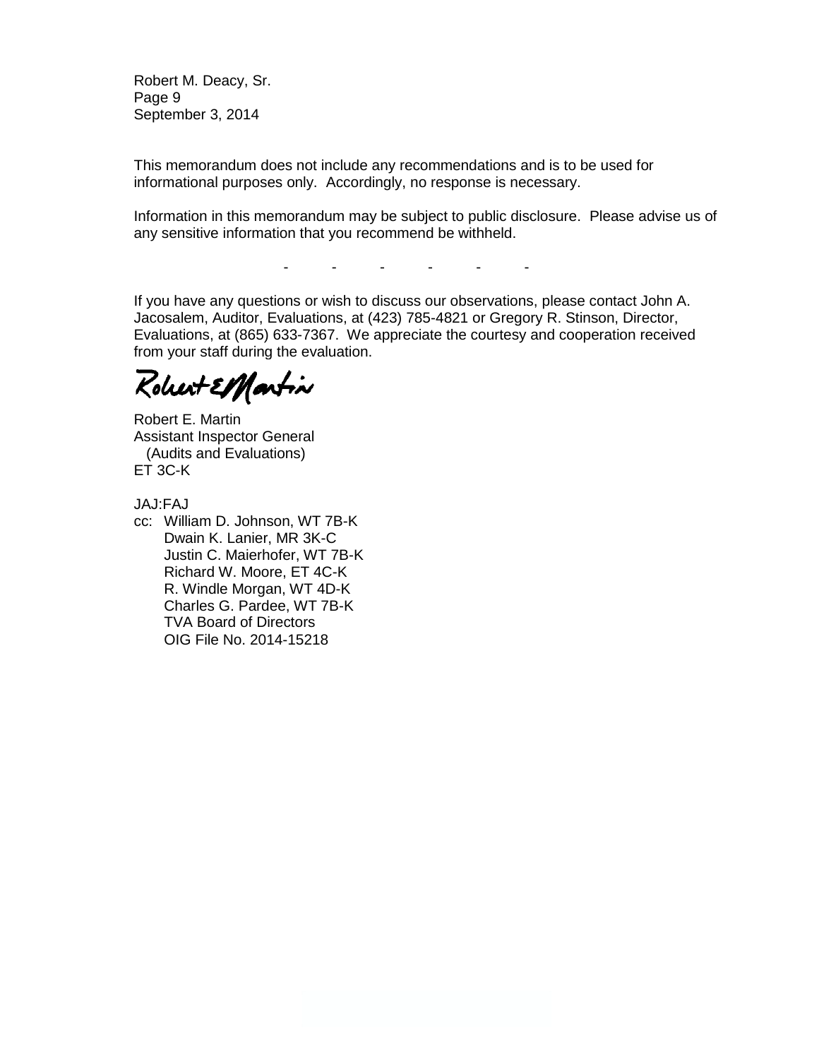This memorandum does not include any recommendations and is to be used for informational purposes only. Accordingly, no response is necessary.

Information in this memorandum may be subject to public disclosure. Please advise us of any sensitive information that you recommend be withheld.

\- - - - - -

If you have any questions or wish to discuss our observations, please contact John A. Jacosalem, Auditor, Evaluations, at (423) 785-4821 or Gregory R. Stinson, Director, Evaluations, at (865) 633-7367. We appreciate the courtesy and cooperation received from your staff during the evaluation.

Robert E. Martin

Robert E. Martin
Assistant Inspector General
(Audits and Evaluations)
ET 3C-K

JAJ:FAJ

cc: William D. Johnson, WT 7B-K
Dwain K. Lanier, MR 3K-C
Justin C. Maierhofer, WT 7B-K
Richard W. Moore, ET 4C-K
R. Windle Morgan, WT 4D-K
Charles G. Pardee, WT 7B-K
TVA Board of Directors
OIG File No. 2014-15218